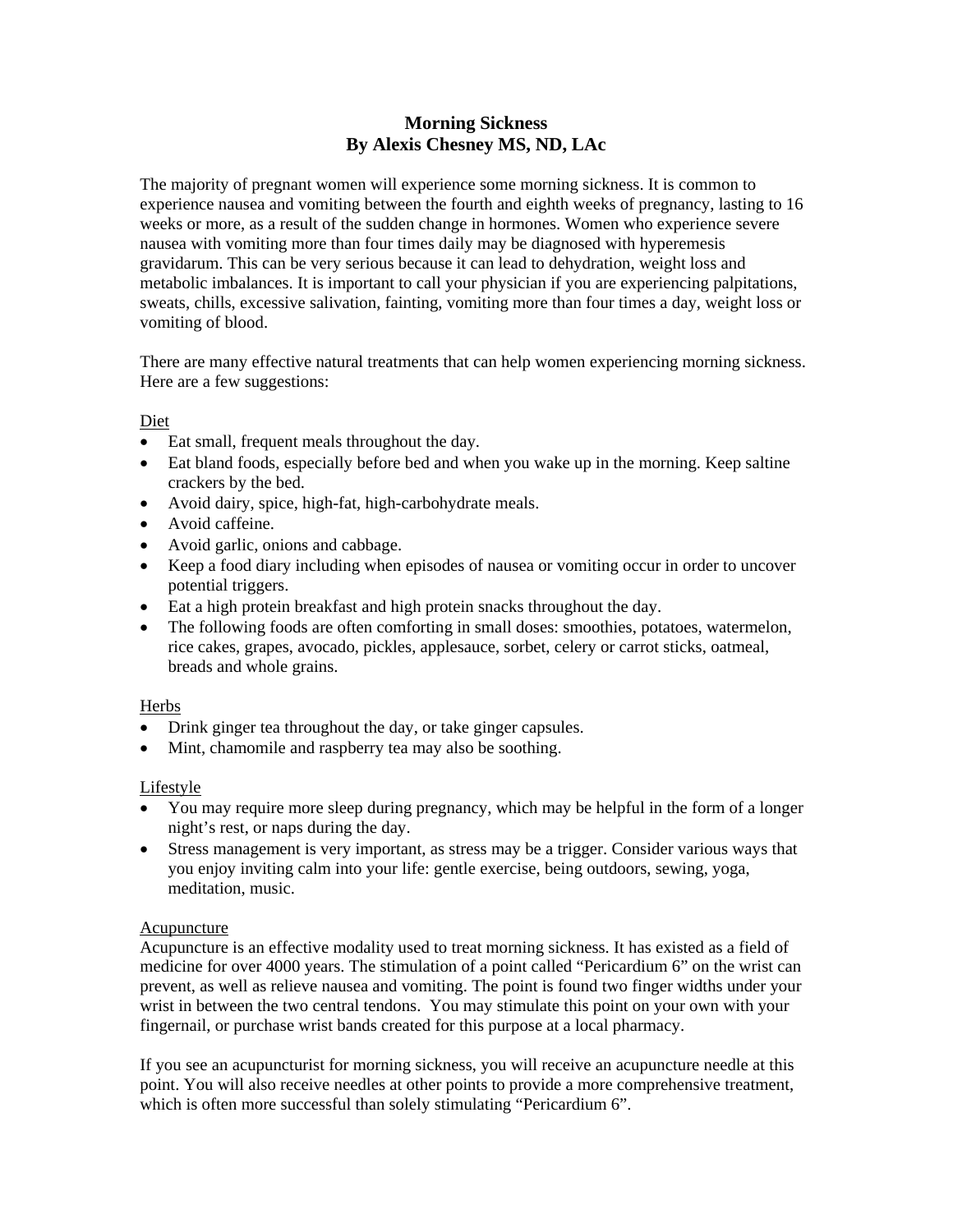# Morning Sickness
## By Alexis Chesney MS, ND, LAc

The majority of pregnant women will experience some morning sickness. It is common to experience nausea and vomiting between the fourth and eighth weeks of pregnancy, lasting to 16 weeks or more, as a result of the sudden change in hormones. Women who experience severe nausea with vomiting more than four times daily may be diagnosed with hyperemesis gravidarum. This can be very serious because it can lead to dehydration, weight loss and metabolic imbalances. It is important to call your physician if you are experiencing palpitations, sweats, chills, excessive salivation, fainting, vomiting more than four times a day, weight loss or vomiting of blood.

There are many effective natural treatments that can help women experiencing morning sickness. Here are a few suggestions:

<u>Diet</u>

- Eat small, frequent meals throughout the day.
- Eat bland foods, especially before bed and when you wake up in the morning. Keep saltine crackers by the bed.
- Avoid dairy, spice, high-fat, high-carbohydrate meals.
- Avoid caffeine.
- Avoid garlic, onions and cabbage.
- Keep a food diary including when episodes of nausea or vomiting occur in order to uncover potential triggers.
- Eat a high protein breakfast and high protein snacks throughout the day.
- The following foods are often comforting in small doses: smoothies, potatoes, watermelon, rice cakes, grapes, avocado, pickles, applesauce, sorbet, celery or carrot sticks, oatmeal, breads and whole grains.

<u>Herbs</u>

- Drink ginger tea throughout the day, or take ginger capsules.
- Mint, chamomile and raspberry tea may also be soothing.

<u>Lifestyle</u>

- You may require more sleep during pregnancy, which may be helpful in the form of a longer night's rest, or naps during the day.
- Stress management is very important, as stress may be a trigger. Consider various ways that you enjoy inviting calm into your life: gentle exercise, being outdoors, sewing, yoga, meditation, music.

<u>Acupuncture</u>

Acupuncture is an effective modality used to treat morning sickness. It has existed as a field of medicine for over 4000 years. The stimulation of a point called "Pericardium 6" on the wrist can prevent, as well as relieve nausea and vomiting. The point is found two finger widths under your wrist in between the two central tendons. You may stimulate this point on your own with your fingernail, or purchase wrist bands created for this purpose at a local pharmacy.

If you see an acupuncturist for morning sickness, you will receive an acupuncture needle at this point. You will also receive needles at other points to provide a more comprehensive treatment, which is often more successful than solely stimulating "Pericardium 6".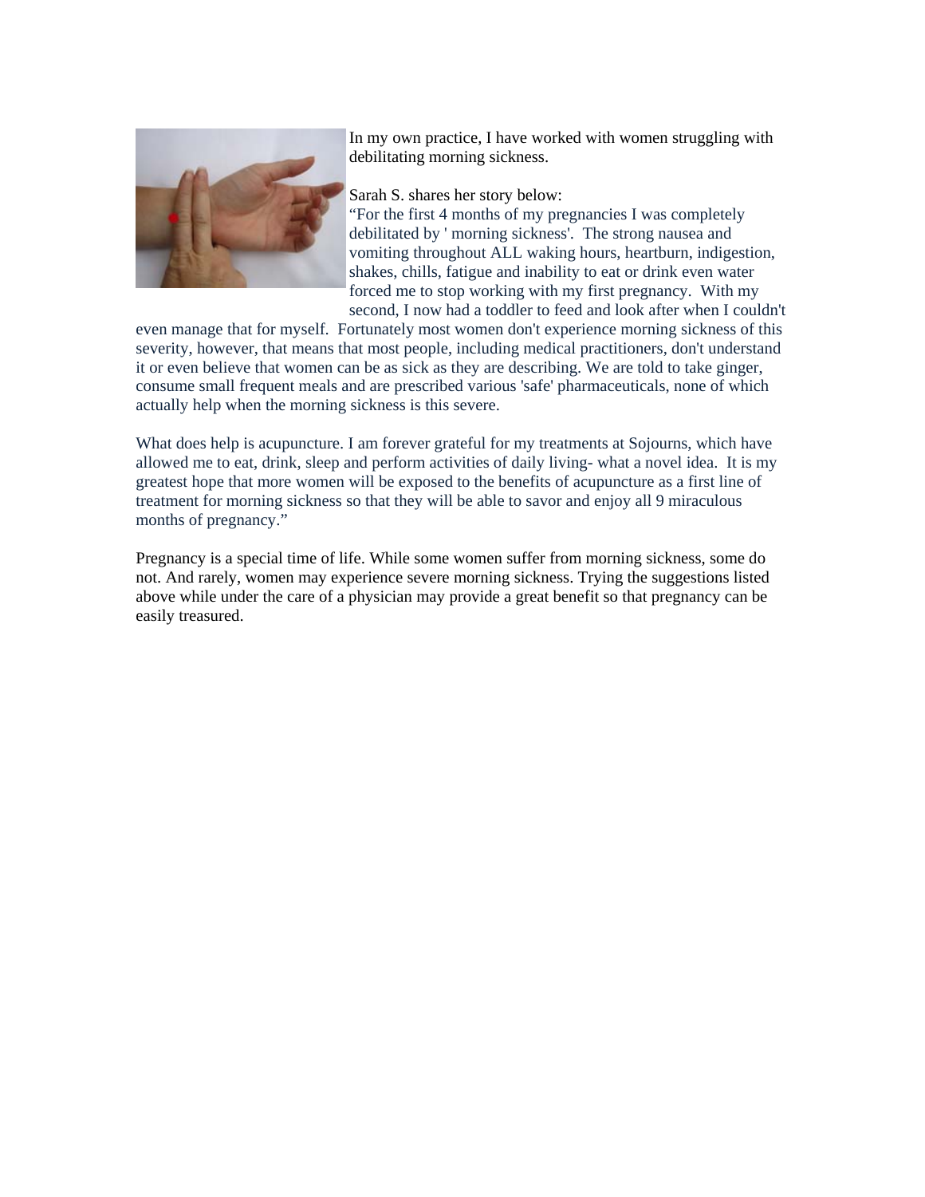In my own practice, I have worked with women struggling with debilitating morning sickness.

Sarah S. shares her story below:

"For the first 4 months of my pregnancies I was completely debilitated by ' morning sickness'. The strong nausea and vomiting throughout ALL waking hours, heartburn, indigestion, shakes, chills, fatigue and inability to eat or drink even water forced me to stop working with my first pregnancy. With my second, I now had a toddler to feed and look after when I couldn't even manage that for myself. Fortunately most women don't experience morning sickness of this severity, however, that means that most people, including medical practitioners, don't understand it or even believe that women can be as sick as they are describing. We are told to take ginger, consume small frequent meals and are prescribed various 'safe' pharmaceuticals, none of which actually help when the morning sickness is this severe.

What does help is acupuncture. I am forever grateful for my treatments at Sojourns, which have allowed me to eat, drink, sleep and perform activities of daily living- what a novel idea. It is my greatest hope that more women will be exposed to the benefits of acupuncture as a first line of treatment for morning sickness so that they will be able to savor and enjoy all 9 miraculous months of pregnancy."

Pregnancy is a special time of life. While some women suffer from morning sickness, some do not. And rarely, women may experience severe morning sickness. Trying the suggestions listed above while under the care of a physician may provide a great benefit so that pregnancy can be easily treasured.